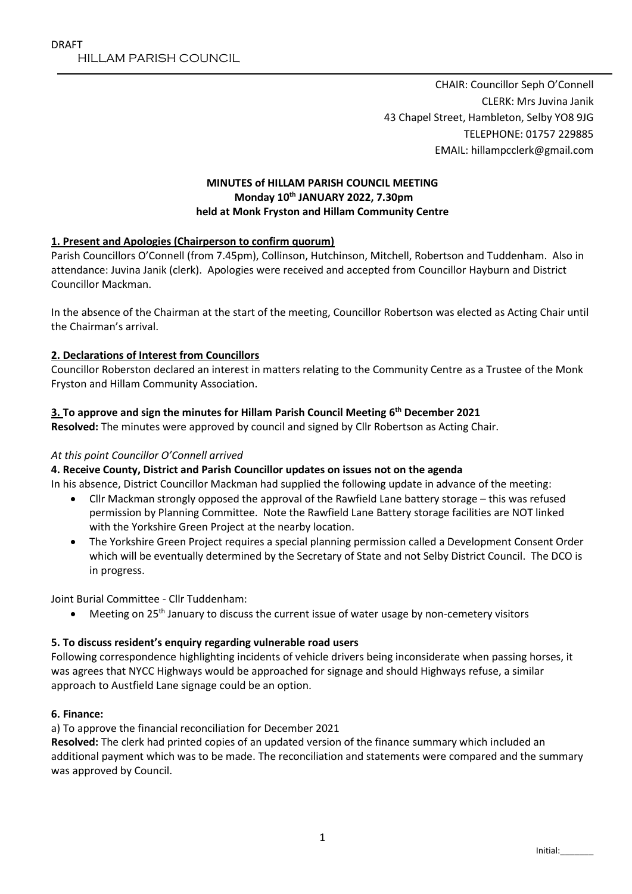DRAFT

HILLAM PARISH COUNCIL

CHAIR: Councillor Seph O'Connell
CLERK: Mrs Juvina Janik
43 Chapel Street, Hambleton, Selby YO8 9JG
TELEPHONE: 01757 229885
EMAIL: hillampcclerk@gmail.com

**MINUTES of HILLAM PARISH COUNCIL MEETING**
**Monday 10th JANUARY 2022, 7.30pm**
**held at Monk Fryston and Hillam Community Centre**

**1. Present and Apologies (Chairperson to confirm quorum)**

Parish Councillors O'Connell (from 7.45pm), Collinson, Hutchinson, Mitchell, Robertson and Tuddenham. Also in attendance: Juvina Janik (clerk). Apologies were received and accepted from Councillor Hayburn and District Councillor Mackman.

In the absence of the Chairman at the start of the meeting, Councillor Robertson was elected as Acting Chair until the Chairman's arrival.

**2. Declarations of Interest from Councillors**

Councillor Roberston declared an interest in matters relating to the Community Centre as a Trustee of the Monk Fryston and Hillam Community Association.

**3. To approve and sign the minutes for Hillam Parish Council Meeting 6th December 2021**

**Resolved:** The minutes were approved by council and signed by Cllr Robertson as Acting Chair.

*At this point Councillor O'Connell arrived*

**4. Receive County, District and Parish Councillor updates on issues not on the agenda**

In his absence, District Councillor Mackman had supplied the following update in advance of the meeting:

- Cllr Mackman strongly opposed the approval of the Rawfield Lane battery storage – this was refused permission by Planning Committee. Note the Rawfield Lane Battery storage facilities are NOT linked with the Yorkshire Green Project at the nearby location.
- The Yorkshire Green Project requires a special planning permission called a Development Consent Order which will be eventually determined by the Secretary of State and not Selby District Council. The DCO is in progress.

Joint Burial Committee - Cllr Tuddenham:

- Meeting on 25th January to discuss the current issue of water usage by non-cemetery visitors

**5. To discuss resident's enquiry regarding vulnerable road users**

Following correspondence highlighting incidents of vehicle drivers being inconsiderate when passing horses, it was agrees that NYCC Highways would be approached for signage and should Highways refuse, a similar approach to Austfield Lane signage could be an option.

**6. Finance:**

a) To approve the financial reconciliation for December 2021

**Resolved:** The clerk had printed copies of an updated version of the finance summary which included an additional payment which was to be made. The reconciliation and statements were compared and the summary was approved by Council.

Initial:_______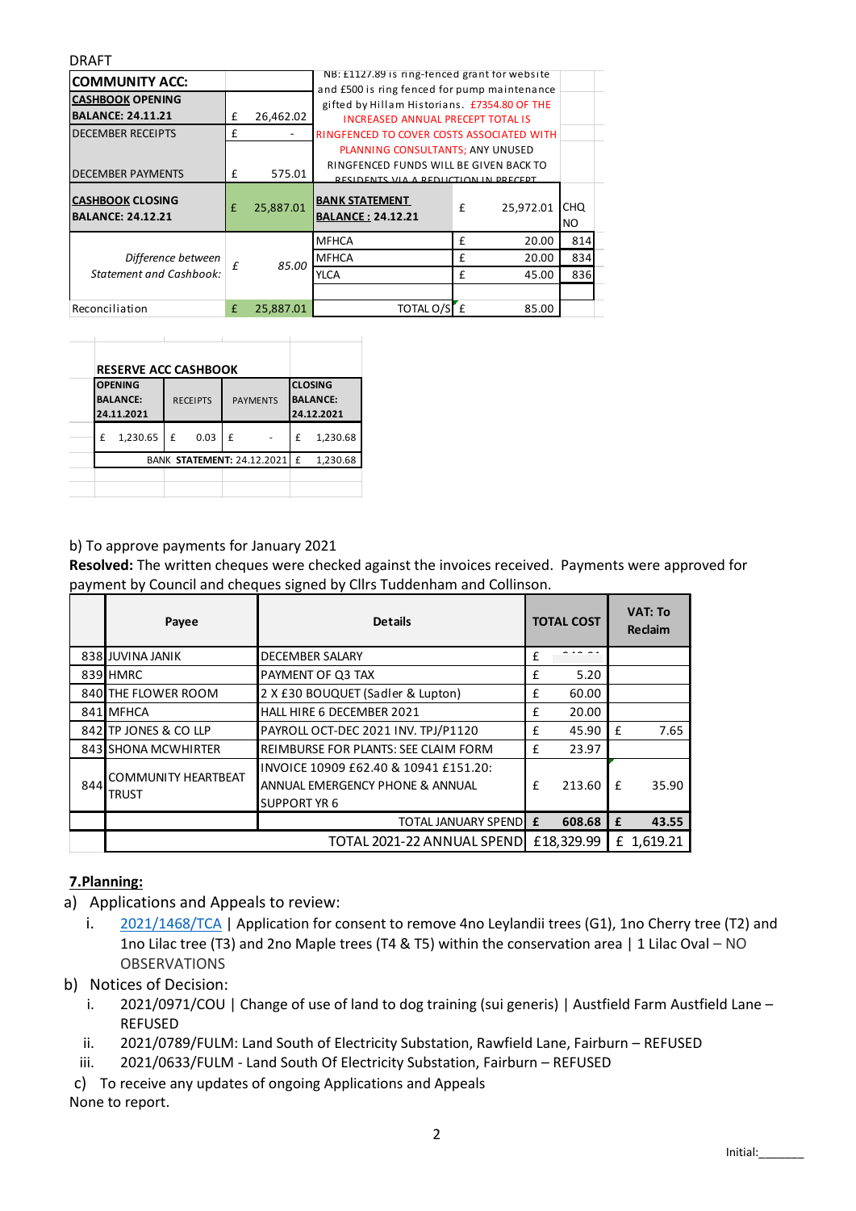DRAFT

| COMMUNITY ACC: | | NB: £1127.89 is ring-fenced grant for website and £500 is ring fenced for pump maintenance gifted by Hillam Historians. £7354.80 OF THE INCREASED ANNUAL PRECEPT TOTAL IS RINGFENCED TO COVER COSTS ASSOCIATED WITH PLANNING CONSULTANTS; ANY UNUSED RINGFENCED FUNDS WILL BE GIVEN BACK TO RESIDENTS VIA A REDUCTION IN PRECEPT | | |
|---|---|---|---|---|
| **CASHBOOK OPENING BALANCE: 24.11.21** | £ 26,462.02 | | | |
| DECEMBER RECEIPTS | £ - | | | |
| DECEMBER PAYMENTS | £ 575.01 | | | |
| **CASHBOOK CLOSING BALANCE: 24.12.21** | £ 25,887.01 | **BANK STATEMENT BALANCE : 24.12.21** | £ 25,972.01 | CHQ NO |
| *Difference between Statement and Cashbook:* | *£ 85.00* | MFHCA | £ 20.00 | 814 |
| | | MFHCA | £ 20.00 | 834 |
| | | YLCA | £ 45.00 | 836 |
| Reconciliation | £ 25,887.01 | TOTAL O/S | £ 85.00 | |

| RESERVE ACC CASHBOOK | | | |
|---|---|---|---|
| **OPENING BALANCE: 24.11.2021** | RECEIPTS | PAYMENTS | **CLOSING BALANCE: 24.12.2021** |
| £ 1,230.65 | £ 0.03 | £ - | £ 1,230.68 |
| | | BANK **STATEMENT**: 24.12.2021 | £ 1,230.68 |

b) To approve payments for January 2021

**Resolved:** The written cheques were checked against the invoices received. Payments were approved for payment by Council and cheques signed by Cllrs Tuddenham and Collinson.

| | Payee | Details | TOTAL COST | VAT: To Reclaim |
|---|---|---|---|---|
| 838 | JUVINA JANIK | DECEMBER SALARY | £ | |
| 839 | HMRC | PAYMENT OF Q3 TAX | £ 5.20 | |
| 840 | THE FLOWER ROOM | 2 X £30 BOUQUET (Sadler & Lupton) | £ 60.00 | |
| 841 | MFHCA | HALL HIRE 6 DECEMBER 2021 | £ 20.00 | |
| 842 | TP JONES & CO LLP | PAYROLL OCT-DEC 2021 INV. TPJ/P1120 | £ 45.90 | £ 7.65 |
| 843 | SHONA MCWHIRTER | REIMBURSE FOR PLANTS: SEE CLAIM FORM | £ 23.97 | |
| 844 | COMMUNITY HEARTBEAT TRUST | INVOICE 10909 £62.40 & 10941 £151.20: ANNUAL EMERGENCY PHONE & ANNUAL SUPPORT YR 6 | £ 213.60 | £ 35.90 |
| | | TOTAL JANUARY SPEND | **£ 608.68** | **£ 43.55** |
| | | TOTAL 2021-22 ANNUAL SPEND | £18,329.99 | £ 1,619.21 |

**7.Planning:**

a) Applications and Appeals to review:
   i. 2021/1468/TCA | Application for consent to remove 4no Leylandii trees (G1), 1no Cherry tree (T2) and 1no Lilac tree (T3) and 2no Maple trees (T4 & T5) within the conservation area | 1 Lilac Oval – NO OBSERVATIONS

b) Notices of Decision:
   i. 2021/0971/COU | Change of use of land to dog training (sui generis) | Austfield Farm Austfield Lane – REFUSED
   ii. 2021/0789/FULM: Land South of Electricity Substation, Rawfield Lane, Fairburn – REFUSED
   iii. 2021/0633/FULM - Land South Of Electricity Substation, Fairburn – REFUSED

c) To receive any updates of ongoing Applications and Appeals

None to report.

Initial:_______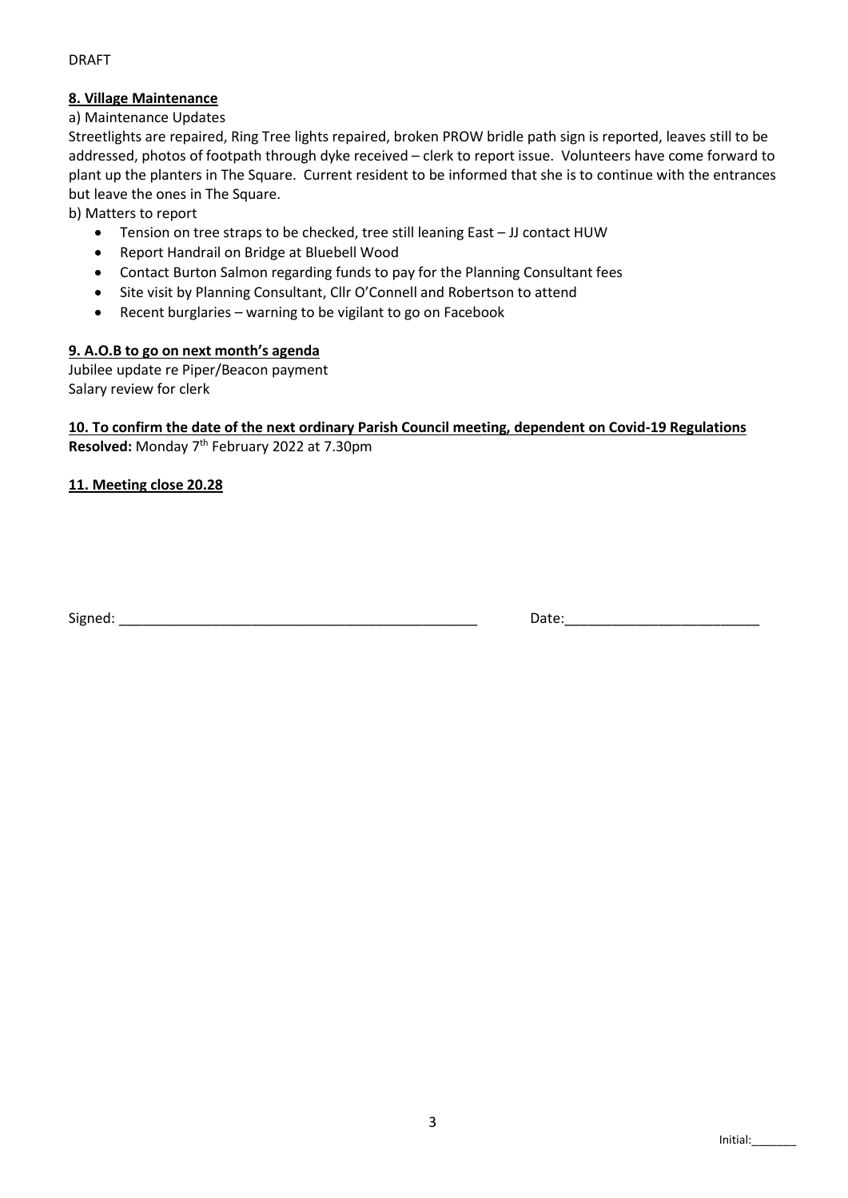DRAFT

**8. Village Maintenance**

a) Maintenance Updates

Streetlights are repaired, Ring Tree lights repaired, broken PROW bridle path sign is reported, leaves still to be addressed, photos of footpath through dyke received – clerk to report issue. Volunteers have come forward to plant up the planters in The Square. Current resident to be informed that she is to continue with the entrances but leave the ones in The Square.

b) Matters to report

- Tension on tree straps to be checked, tree still leaning East – JJ contact HUW
- Report Handrail on Bridge at Bluebell Wood
- Contact Burton Salmon regarding funds to pay for the Planning Consultant fees
- Site visit by Planning Consultant, Cllr O'Connell and Robertson to attend
- Recent burglaries – warning to be vigilant to go on Facebook

**9. A.O.B to go on next month's agenda**

Jubilee update re Piper/Beacon payment
Salary review for clerk

**10. To confirm the date of the next ordinary Parish Council meeting, dependent on Covid-19 Regulations**

**Resolved:** Monday 7th February 2022 at 7.30pm

**11. Meeting close 20.28**

Signed: _______________________________________________ Date:_________________________

Initial:_______